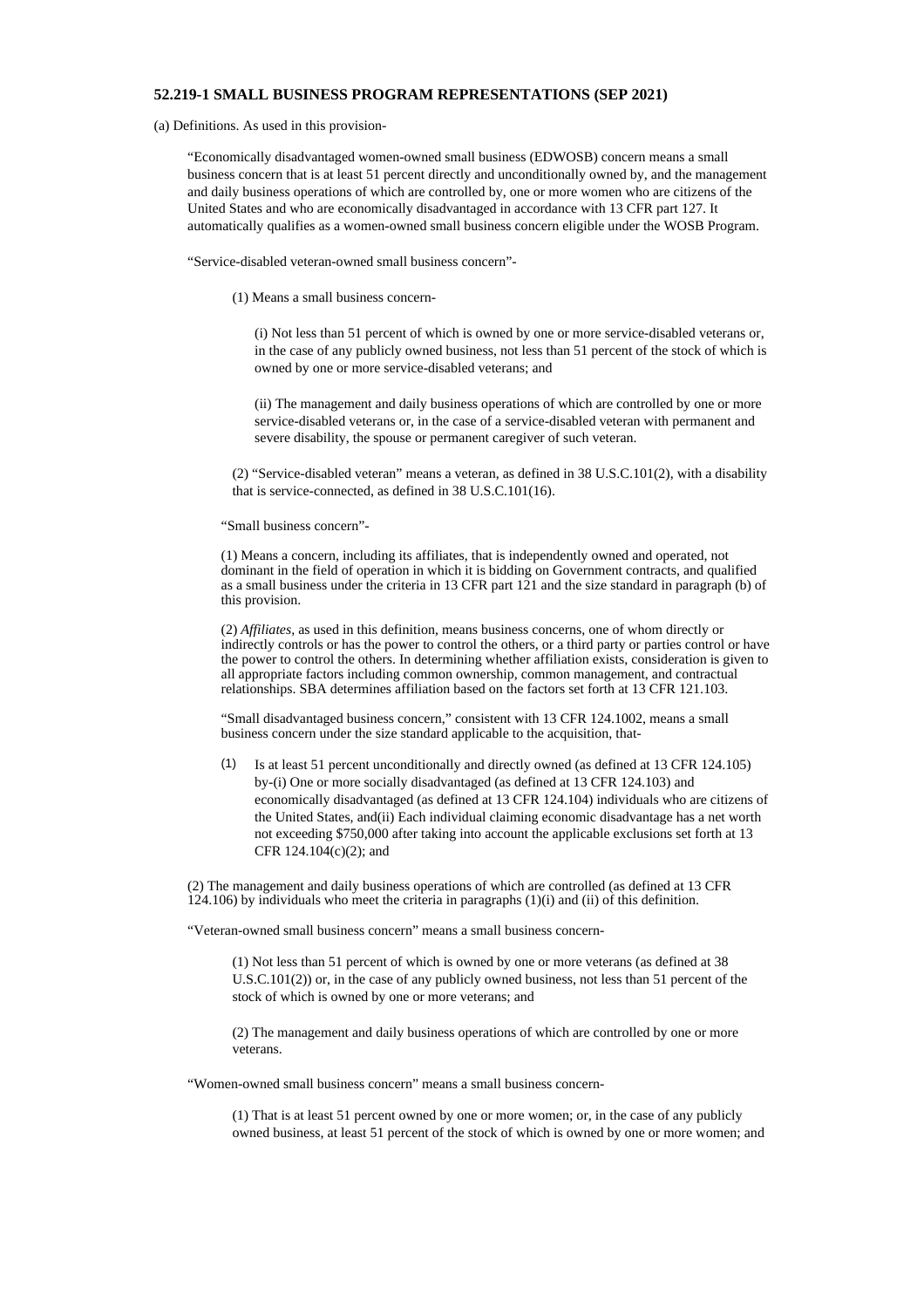**52.219-1 SMALL BUSINESS PROGRAM REPRESENTATIONS (SEP 2021)**

(a) Definitions. As used in this provision-

“Economically disadvantaged women-owned small business (EDWOSB) concern means a small business concern that is at least 51 percent directly and unconditionally owned by, and the management and daily business operations of which are controlled by, one or more women who are citizens of the United States and who are economically disadvantaged in accordance with 13 CFR part 127. It automatically qualifies as a women-owned small business concern eligible under the WOSB Program.

“Service-disabled veteran-owned small business concern”-

(1) Means a small business concern-

(i) Not less than 51 percent of which is owned by one or more service-disabled veterans or, in the case of any publicly owned business, not less than 51 percent of the stock of which is owned by one or more service-disabled veterans; and

(ii) The management and daily business operations of which are controlled by one or more service-disabled veterans or, in the case of a service-disabled veteran with permanent and severe disability, the spouse or permanent caregiver of such veteran.

(2) “Service-disabled veteran” means a veteran, as defined in 38 U.S.C.101(2), with a disability that is service-connected, as defined in 38 U.S.C.101(16).

“Small business concern”-

(1) Means a concern, including its affiliates, that is independently owned and operated, not dominant in the field of operation in which it is bidding on Government contracts, and qualified as a small business under the criteria in 13 CFR part 121 and the size standard in paragraph (b) of this provision.

(2) *Affiliates*, as used in this definition, means business concerns, one of whom directly or indirectly controls or has the power to control the others, or a third party or parties control or have the power to control the others. In determining whether affiliation exists, consideration is given to all appropriate factors including common ownership, common management, and contractual relationships. SBA determines affiliation based on the factors set forth at 13 CFR 121.103.

“Small disadvantaged business concern,” consistent with 13 CFR 124.1002, means a small business concern under the size standard applicable to the acquisition, that-

(1) Is at least 51 percent unconditionally and directly owned (as defined at 13 CFR 124.105) by-(i) One or more socially disadvantaged (as defined at 13 CFR 124.103) and economically disadvantaged (as defined at 13 CFR 124.104) individuals who are citizens of the United States, and(ii) Each individual claiming economic disadvantage has a net worth not exceeding $750,000 after taking into account the applicable exclusions set forth at 13 CFR 124.104(c)(2); and

(2) The management and daily business operations of which are controlled (as defined at 13 CFR 124.106) by individuals who meet the criteria in paragraphs (1)(i) and (ii) of this definition.

“Veteran-owned small business concern” means a small business concern-

(1) Not less than 51 percent of which is owned by one or more veterans (as defined at 38 U.S.C.101(2)) or, in the case of any publicly owned business, not less than 51 percent of the stock of which is owned by one or more veterans; and

(2) The management and daily business operations of which are controlled by one or more veterans.

“Women-owned small business concern” means a small business concern-

(1) That is at least 51 percent owned by one or more women; or, in the case of any publicly owned business, at least 51 percent of the stock of which is owned by one or more women; and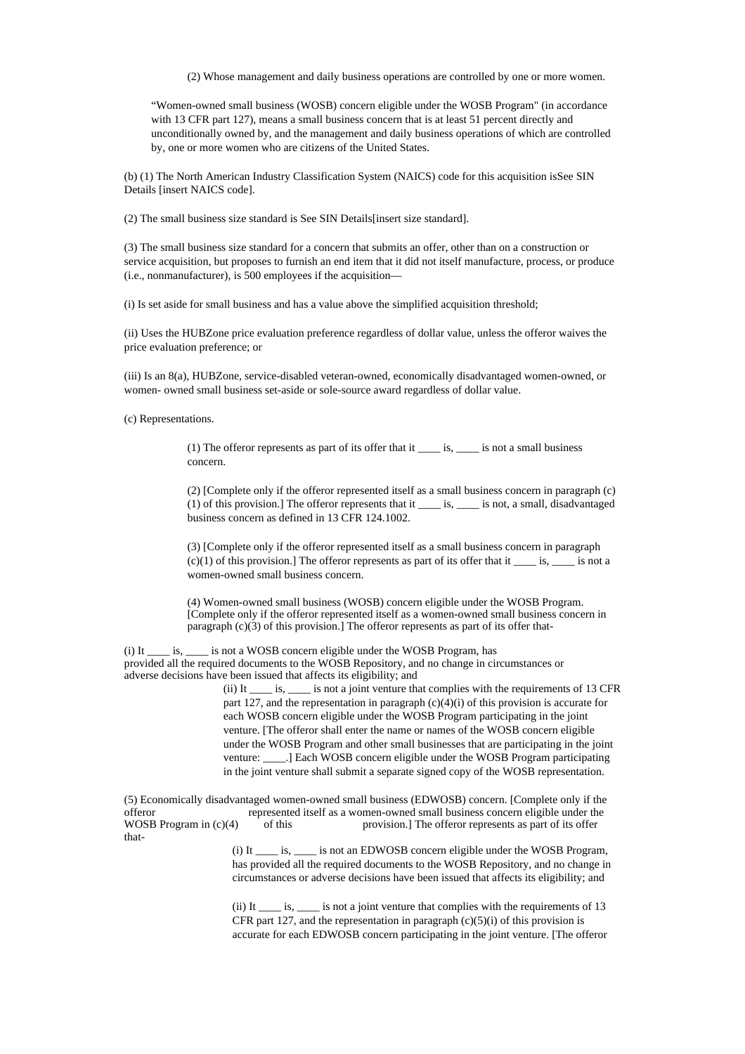(2) Whose management and daily business operations are controlled by one or more women.

"Women-owned small business (WOSB) concern eligible under the WOSB Program" (in accordance with 13 CFR part 127), means a small business concern that is at least 51 percent directly and unconditionally owned by, and the management and daily business operations of which are controlled by, one or more women who are citizens of the United States.

(b) (1) The North American Industry Classification System (NAICS) code for this acquisition isSee SIN Details [insert NAICS code].

(2) The small business size standard is See SIN Details[insert size standard].

(3) The small business size standard for a concern that submits an offer, other than on a construction or service acquisition, but proposes to furnish an end item that it did not itself manufacture, process, or produce (i.e., nonmanufacturer), is 500 employees if the acquisition—

(i) Is set aside for small business and has a value above the simplified acquisition threshold;

(ii) Uses the HUBZone price evaluation preference regardless of dollar value, unless the offeror waives the price evaluation preference; or

(iii) Is an 8(a), HUBZone, service-disabled veteran-owned, economically disadvantaged women-owned, or women- owned small business set-aside or sole-source award regardless of dollar value.

(c) Representations.

(1) The offeror represents as part of its offer that it ____ is, ____ is not a small business concern.

(2) [Complete only if the offeror represented itself as a small business concern in paragraph (c)(1) of this provision.] The offeror represents that it ____ is, ____ is not, a small, disadvantaged business concern as defined in 13 CFR 124.1002.

(3) [Complete only if the offeror represented itself as a small business concern in paragraph (c)(1) of this provision.] The offeror represents as part of its offer that it ____ is, ____ is not a women-owned small business concern.

(4) Women-owned small business (WOSB) concern eligible under the WOSB Program. [Complete only if the offeror represented itself as a women-owned small business concern in paragraph (c)(3) of this provision.] The offeror represents as part of its offer that-

(i) It ____ is, ____ is not a WOSB concern eligible under the WOSB Program, has provided all the required documents to the WOSB Repository, and no change in circumstances or adverse decisions have been issued that affects its eligibility; and

(ii) It ____ is, ____ is not a joint venture that complies with the requirements of 13 CFR part 127, and the representation in paragraph (c)(4)(i) of this provision is accurate for each WOSB concern eligible under the WOSB Program participating in the joint venture. [The offeror shall enter the name or names of the WOSB concern eligible under the WOSB Program and other small businesses that are participating in the joint venture: ____.] Each WOSB concern eligible under the WOSB Program participating in the joint venture shall submit a separate signed copy of the WOSB representation.

(5) Economically disadvantaged women-owned small business (EDWOSB) concern. [Complete only if the offeror represented itself as a women-owned small business concern eligible under the WOSB Program in (c)(4) of this provision.] The offeror represents as part of its offer that-

(i) It ____ is, ____ is not an EDWOSB concern eligible under the WOSB Program, has provided all the required documents to the WOSB Repository, and no change in circumstances or adverse decisions have been issued that affects its eligibility; and

(ii) It ____ is, ____ is not a joint venture that complies with the requirements of 13 CFR part 127, and the representation in paragraph (c)(5)(i) of this provision is accurate for each EDWOSB concern participating in the joint venture. [The offeror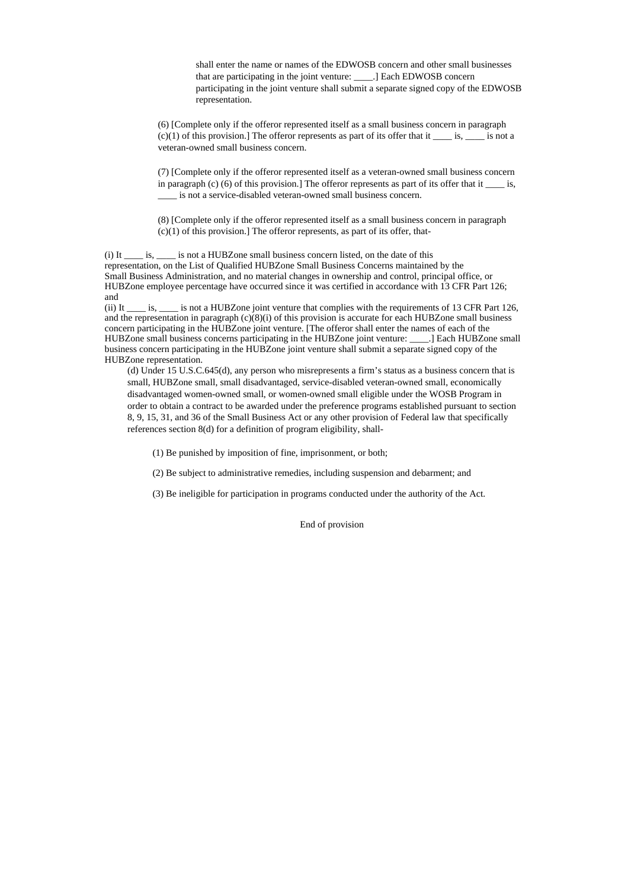shall enter the name or names of the EDWOSB concern and other small businesses that are participating in the joint venture: ____.] Each EDWOSB concern participating in the joint venture shall submit a separate signed copy of the EDWOSB representation.

(6) [Complete only if the offeror represented itself as a small business concern in paragraph (c)(1) of this provision.] The offeror represents as part of its offer that it ____ is, ____ is not a veteran-owned small business concern.

(7) [Complete only if the offeror represented itself as a veteran-owned small business concern in paragraph (c) (6) of this provision.] The offeror represents as part of its offer that it ____ is, ____ is not a service-disabled veteran-owned small business concern.

(8) [Complete only if the offeror represented itself as a small business concern in paragraph (c)(1) of this provision.] The offeror represents, as part of its offer, that-

(i) It ____ is, ____ is not a HUBZone small business concern listed, on the date of this representation, on the List of Qualified HUBZone Small Business Concerns maintained by the Small Business Administration, and no material changes in ownership and control, principal office, or HUBZone employee percentage have occurred since it was certified in accordance with 13 CFR Part 126; and

(ii) It ____ is, ____ is not a HUBZone joint venture that complies with the requirements of 13 CFR Part 126, and the representation in paragraph (c)(8)(i) of this provision is accurate for each HUBZone small business concern participating in the HUBZone joint venture. [The offeror shall enter the names of each of the HUBZone small business concerns participating in the HUBZone joint venture: ____.] Each HUBZone small business concern participating in the HUBZone joint venture shall submit a separate signed copy of the HUBZone representation.

(d) Under 15 U.S.C.645(d), any person who misrepresents a firm's status as a business concern that is small, HUBZone small, small disadvantaged, service-disabled veteran-owned small, economically disadvantaged women-owned small, or women-owned small eligible under the WOSB Program in order to obtain a contract to be awarded under the preference programs established pursuant to section 8, 9, 15, 31, and 36 of the Small Business Act or any other provision of Federal law that specifically references section 8(d) for a definition of program eligibility, shall-

(1) Be punished by imposition of fine, imprisonment, or both;

(2) Be subject to administrative remedies, including suspension and debarment; and

(3) Be ineligible for participation in programs conducted under the authority of the Act.

End of provision